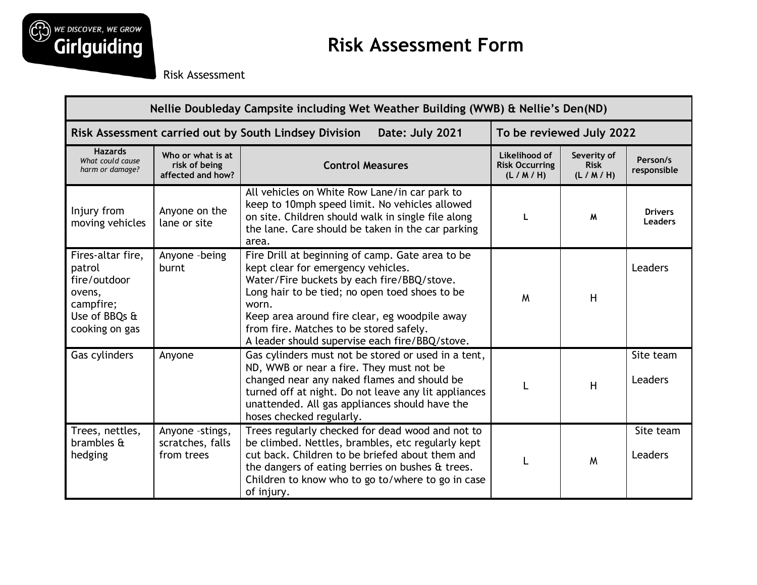WE DISCOVER, WE GROW
Girlguiding

# Risk Assessment Form

Risk Assessment

| Nellie Doubleday Campsite including Wet Weather Building (WWB) & Nellie's Den(ND) | | | | | |
|---|---|---|---|---|---|
| **Risk Assessment carried out by South Lindsey Division Date: July 2021** | | | **To be reviewed July 2022** | | |
| **Hazards** *What could cause harm or damage?* | **Who or what is at risk of being affected and how?** | **Control Measures** | **Likelihood of Risk Occurring (L / M / H)** | **Severity of Risk (L / M / H)** | **Person/s responsible** |
| Injury from moving vehicles | Anyone on the lane or site | All vehicles on White Row Lane/in car park to keep to 10mph speed limit. No vehicles allowed on site. Children should walk in single file along the lane. Care should be taken in the car parking area. | L | M | Drivers Leaders |
| Fires-altar fire, patrol fire/outdoor ovens, campfire; Use of BBQs & cooking on gas | Anyone -being burnt | Fire Drill at beginning of camp. Gate area to be kept clear for emergency vehicles. Water/Fire buckets by each fire/BBQ/stove. Long hair to be tied; no open toed shoes to be worn. Keep area around fire clear, eg woodpile away from fire. Matches to be stored safely. A leader should supervise each fire/BBQ/stove. | M | H | Leaders |
| Gas cylinders | Anyone | Gas cylinders must not be stored or used in a tent, ND, WWB or near a fire. They must not be changed near any naked flames and should be turned off at night. Do not leave any lit appliances unattended. All gas appliances should have the hoses checked regularly. | L | H | Site team Leaders |
| Trees, nettles, brambles & hedging | Anyone -stings, scratches, falls from trees | Trees regularly checked for dead wood and not to be climbed. Nettles, brambles, etc regularly kept cut back. Children to be briefed about them and the dangers of eating berries on bushes & trees. Children to know who to go to/where to go in case of injury. | L | M | Site team Leaders |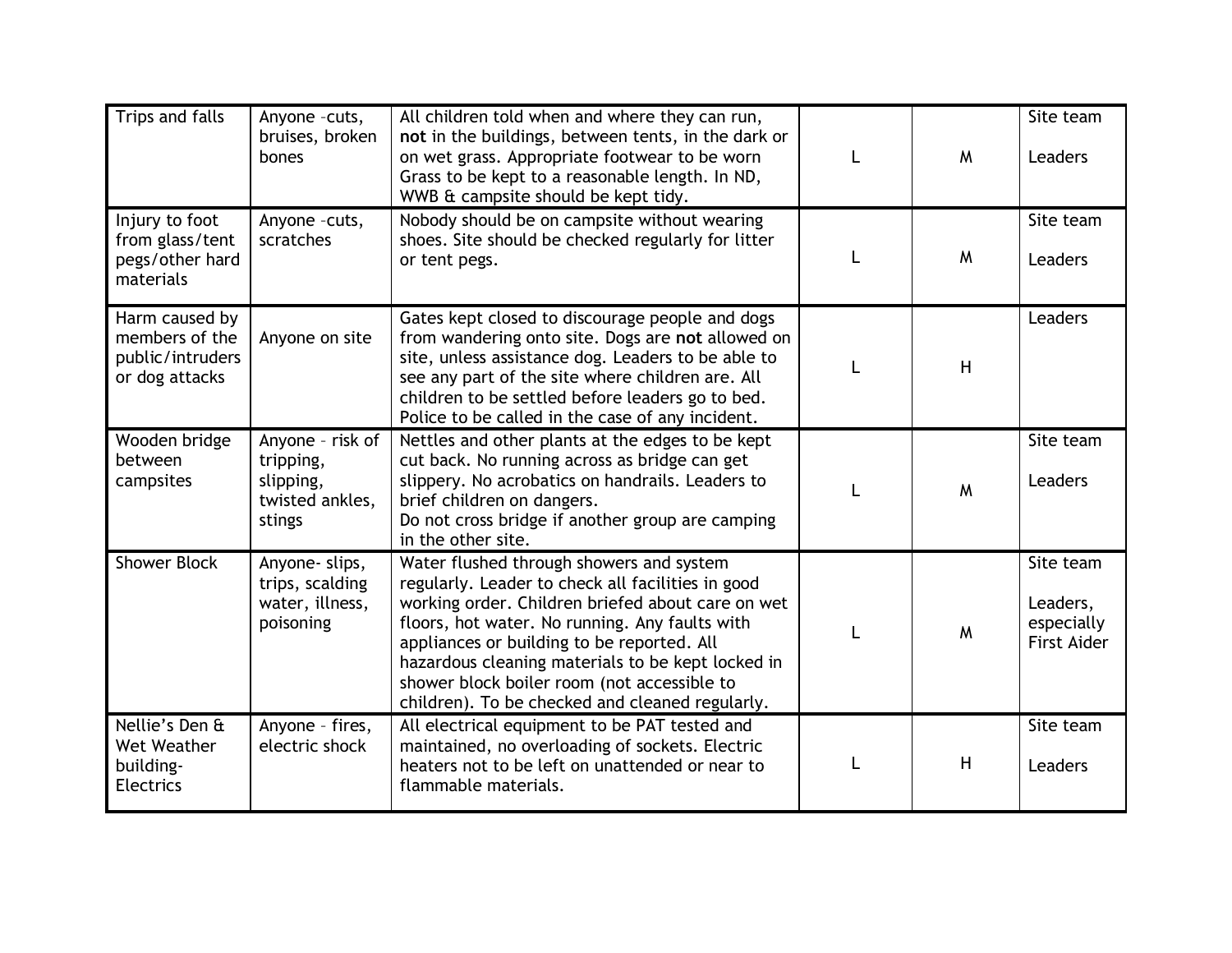| | | | | | |
|---|---|---|---|---|---|
| Trips and falls | Anyone –cuts, bruises, broken bones | All children told when and where they can run, **not** in the buildings, between tents, in the dark or on wet grass. Appropriate footwear to be worn Grass to be kept to a reasonable length. In ND, WWB & campsite should be kept tidy. | L | M | Site team<br><br>Leaders |
| Injury to foot from glass/tent pegs/other hard materials | Anyone –cuts, scratches | Nobody should be on campsite without wearing shoes. Site should be checked regularly for litter or tent pegs. | L | M | Site team<br><br>Leaders |
| Harm caused by members of the public/intruders or dog attacks | Anyone on site | Gates kept closed to discourage people and dogs from wandering onto site. Dogs are **not** allowed on site, unless assistance dog. Leaders to be able to see any part of the site where children are. All children to be settled before leaders go to bed. Police to be called in the case of any incident. | L | H | Leaders |
| Wooden bridge between campsites | Anyone – risk of tripping, slipping, twisted ankles, stings | Nettles and other plants at the edges to be kept cut back. No running across as bridge can get slippery. No acrobatics on handrails. Leaders to brief children on dangers.<br>Do not cross bridge if another group are camping in the other site. | L | M | Site team<br><br>Leaders |
| Shower Block | Anyone- slips, trips, scalding water, illness, poisoning | Water flushed through showers and system regularly. Leader to check all facilities in good working order. Children briefed about care on wet floors, hot water. No running. Any faults with appliances or building to be reported. All hazardous cleaning materials to be kept locked in shower block boiler room (not accessible to children). To be checked and cleaned regularly. | L | M | Site team<br><br>Leaders, especially First Aider |
| Nellie's Den & Wet Weather building- Electrics | Anyone – fires, electric shock | All electrical equipment to be PAT tested and maintained, no overloading of sockets. Electric heaters not to be left on unattended or near to flammable materials. | L | H | Site team<br><br>Leaders |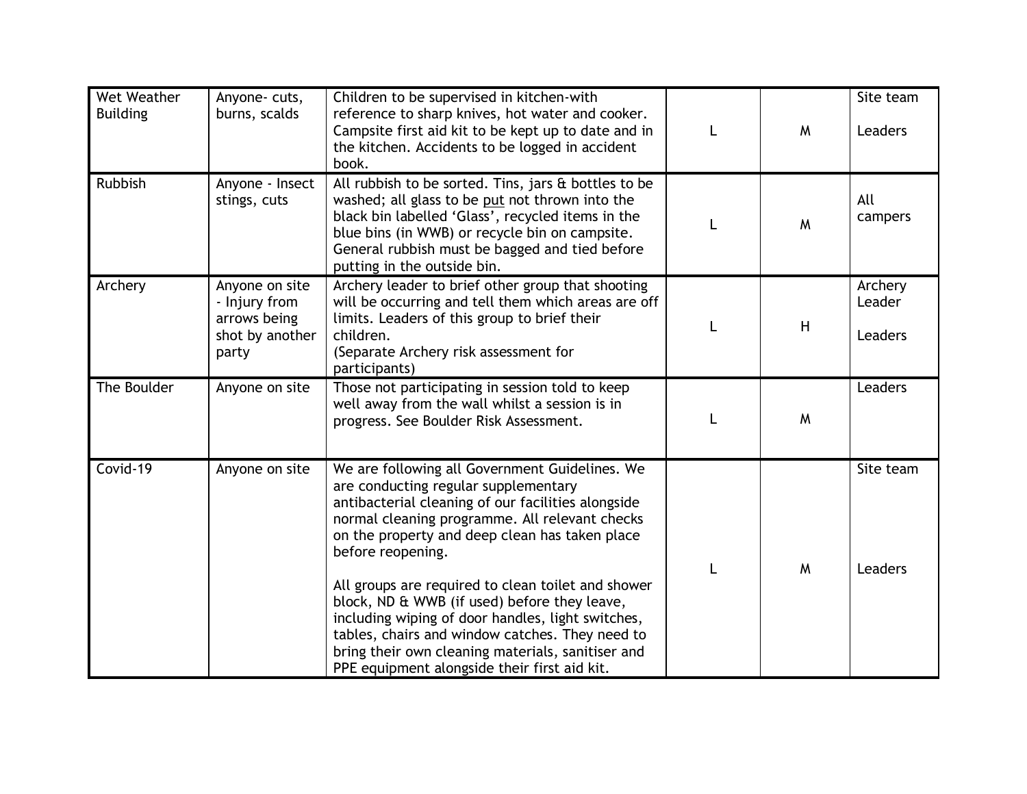| | | | | | |
|---|---|---|---|---|---|
| Wet Weather Building | Anyone- cuts, burns, scalds | Children to be supervised in kitchen-with reference to sharp knives, hot water and cooker. Campsite first aid kit to be kept up to date and in the kitchen. Accidents to be logged in accident book. | L | M | Site team<br><br>Leaders |
| Rubbish | Anyone - Insect stings, cuts | All rubbish to be sorted. Tins, jars & bottles to be washed; all glass to be <u>put</u> not thrown into the black bin labelled 'Glass', recycled items in the blue bins (in WWB) or recycle bin on campsite. General rubbish must be bagged and tied before putting in the outside bin. | L | M | All campers |
| Archery | Anyone on site - Injury from arrows being shot by another party | Archery leader to brief other group that shooting will be occurring and tell them which areas are off limits. Leaders of this group to brief their children.<br>(Separate Archery risk assessment for participants) | L | H | Archery Leader<br><br>Leaders |
| The Boulder | Anyone on site | Those not participating in session told to keep well away from the wall whilst a session is in progress. See Boulder Risk Assessment. | L | M | Leaders |
| Covid-19 | Anyone on site | We are following all Government Guidelines. We are conducting regular supplementary antibacterial cleaning of our facilities alongside normal cleaning programme. All relevant checks on the property and deep clean has taken place before reopening.<br><br>All groups are required to clean toilet and shower block, ND & WWB (if used) before they leave, including wiping of door handles, light switches, tables, chairs and window catches. They need to bring their own cleaning materials, sanitiser and PPE equipment alongside their first aid kit. | L | M | Site team<br><br>Leaders |